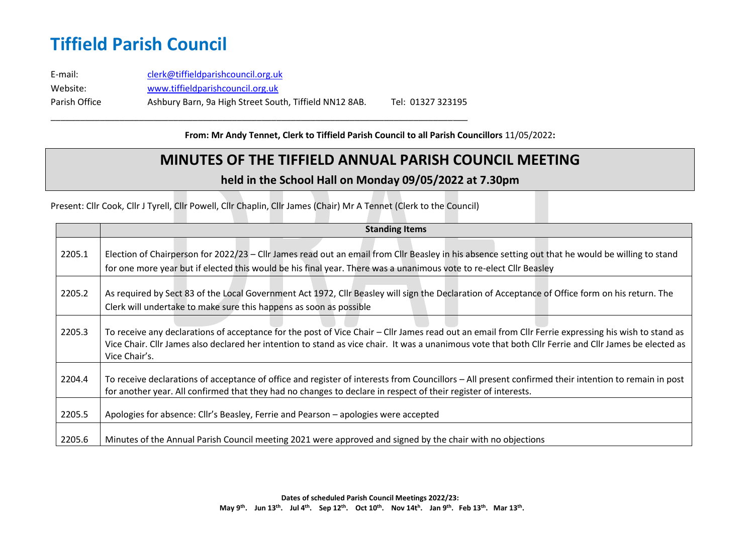# Tiffield Parish Council

E-mail: clerk@tiffieldparishcouncil.org.uk
Website: www.tiffieldparishcouncil.org.uk
Parish Office Ashbury Barn, 9a High Street South, Tiffield NN12 8AB. Tel: 01327 323195

---

**From: Mr Andy Tennet, Clerk to Tiffield Parish Council to all Parish Councillors** 11/05/2022**:**

## MINUTES OF THE TIFFIELD ANNUAL PARISH COUNCIL MEETING

### held in the School Hall on Monday 09/05/2022 at 7.30pm

Present: Cllr Cook, Cllr J Tyrell, Cllr Powell, Cllr Chaplin, Cllr James (Chair) Mr A Tennet (Clerk to the Council)

| | **Standing Items** |
|---|---|
| 2205.1 | Election of Chairperson for 2022/23 – Cllr James read out an email from Cllr Beasley in his absence setting out that he would be willing to stand for one more year but if elected this would be his final year. There was a unanimous vote to re-elect Cllr Beasley |
| 2205.2 | As required by Sect 83 of the Local Government Act 1972, Cllr Beasley will sign the Declaration of Acceptance of Office form on his return. The Clerk will undertake to make sure this happens as soon as possible |
| 2205.3 | To receive any declarations of acceptance for the post of Vice Chair – Cllr James read out an email from Cllr Ferrie expressing his wish to stand as Vice Chair. Cllr James also declared her intention to stand as vice chair. It was a unanimous vote that both Cllr Ferrie and Cllr James be elected as Vice Chair's. |
| 2204.4 | To receive declarations of acceptance of office and register of interests from Councillors – All present confirmed their intention to remain in post for another year. All confirmed that they had no changes to declare in respect of their register of interests. |
| 2205.5 | Apologies for absence: Cllr's Beasley, Ferrie and Pearson – apologies were accepted |
| 2205.6 | Minutes of the Annual Parish Council meeting 2021 were approved and signed by the chair with no objections |

**Dates of scheduled Parish Council Meetings 2022/23:**
**May 9th. Jun 13th. Jul 4th. Sep 12th. Oct 10th. Nov 14th. Jan 9th. Feb 13th. Mar 13th.**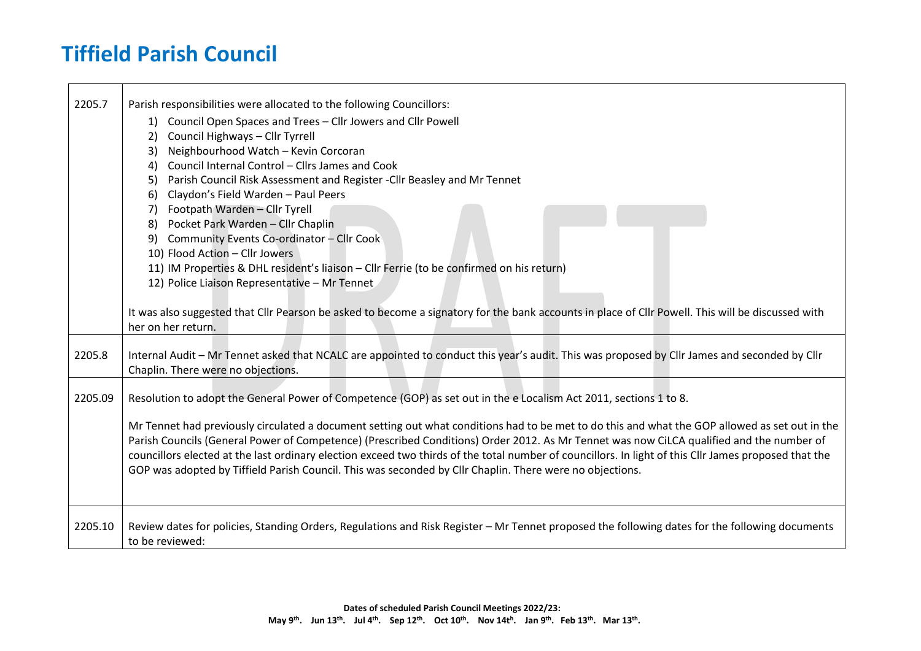# Tiffield Parish Council

| | |
|---|---|
| 2205.7 | Parish responsibilities were allocated to the following Councillors:<br>1) Council Open Spaces and Trees – Cllr Jowers and Cllr Powell<br>2) Council Highways – Cllr Tyrrell<br>3) Neighbourhood Watch – Kevin Corcoran<br>4) Council Internal Control – Cllrs James and Cook<br>5) Parish Council Risk Assessment and Register -Cllr Beasley and Mr Tennet<br>6) Claydon's Field Warden – Paul Peers<br>7) Footpath Warden – Cllr Tyrell<br>8) Pocket Park Warden – Cllr Chaplin<br>9) Community Events Co-ordinator – Cllr Cook<br>10) Flood Action – Cllr Jowers<br>11) IM Properties & DHL resident's liaison – Cllr Ferrie (to be confirmed on his return)<br>12) Police Liaison Representative – Mr Tennet<br><br>It was also suggested that Cllr Pearson be asked to become a signatory for the bank accounts in place of Cllr Powell. This will be discussed with her on her return. |
| 2205.8 | Internal Audit – Mr Tennet asked that NCALC are appointed to conduct this year's audit. This was proposed by Cllr James and seconded by Cllr Chaplin. There were no objections. |
| 2205.09 | Resolution to adopt the General Power of Competence (GOP) as set out in the e Localism Act 2011, sections 1 to 8.<br><br>Mr Tennet had previously circulated a document setting out what conditions had to be met to do this and what the GOP allowed as set out in the Parish Councils (General Power of Competence) (Prescribed Conditions) Order 2012. As Mr Tennet was now CiLCA qualified and the number of councillors elected at the last ordinary election exceed two thirds of the total number of councillors. In light of this Cllr James proposed that the GOP was adopted by Tiffield Parish Council. This was seconded by Cllr Chaplin. There were no objections. |
| 2205.10 | Review dates for policies, Standing Orders, Regulations and Risk Register – Mr Tennet proposed the following dates for the following documents to be reviewed: |

**Dates of scheduled Parish Council Meetings 2022/23:**
**May 9th. Jun 13th. Jul 4th. Sep 12th. Oct 10th. Nov 14th. Jan 9th. Feb 13th. Mar 13th.**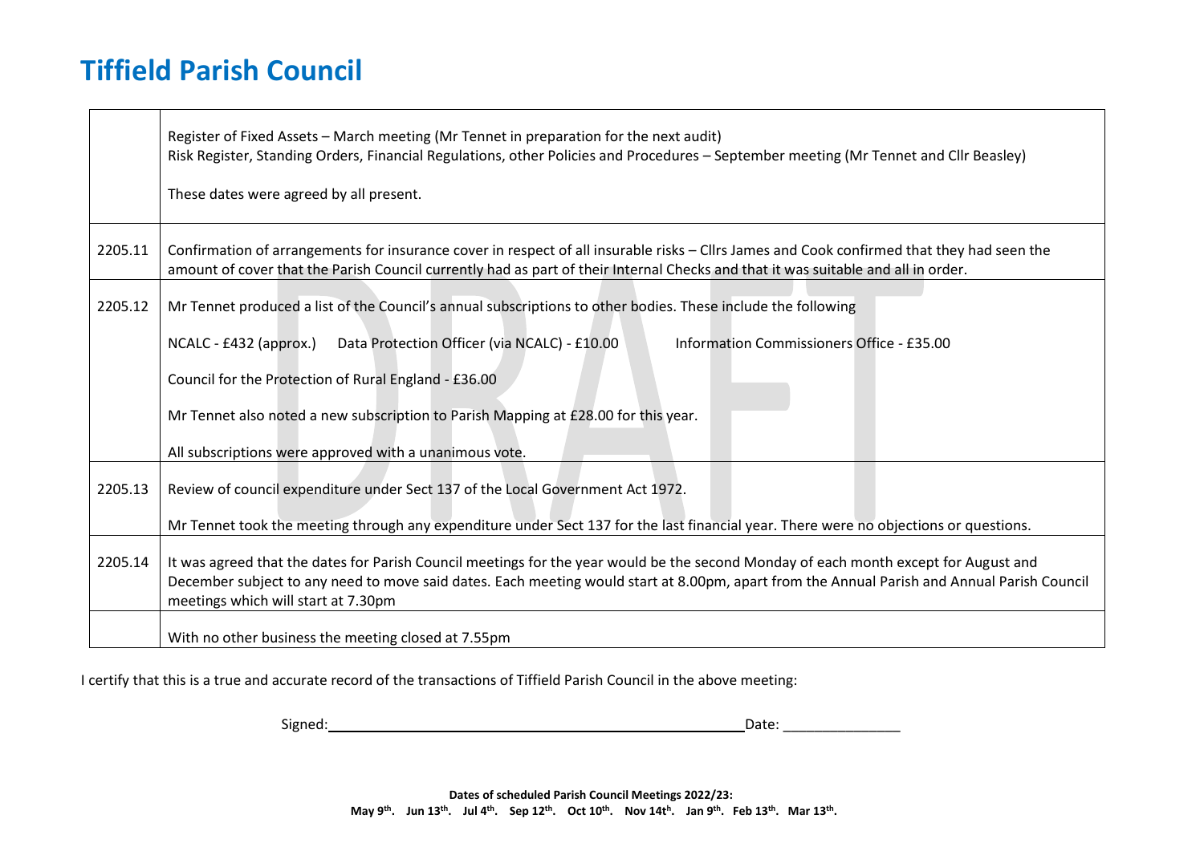# Tiffield Parish Council

| | |
|---|---|
| | Register of Fixed Assets – March meeting (Mr Tennet in preparation for the next audit)<br>Risk Register, Standing Orders, Financial Regulations, other Policies and Procedures – September meeting (Mr Tennet and Cllr Beasley)<br><br>These dates were agreed by all present. |
| 2205.11 | Confirmation of arrangements for insurance cover in respect of all insurable risks – Cllrs James and Cook confirmed that they had seen the amount of cover that the Parish Council currently had as part of their Internal Checks and that it was suitable and all in order. |
| 2205.12 | Mr Tennet produced a list of the Council's annual subscriptions to other bodies. These include the following<br><br>NCALC - £432 (approx.) Data Protection Officer (via NCALC) - £10.00 Information Commissioners Office - £35.00<br><br>Council for the Protection of Rural England - £36.00<br><br>Mr Tennet also noted a new subscription to Parish Mapping at £28.00 for this year.<br><br>All subscriptions were approved with a unanimous vote. |
| 2205.13 | Review of council expenditure under Sect 137 of the Local Government Act 1972.<br><br>Mr Tennet took the meeting through any expenditure under Sect 137 for the last financial year. There were no objections or questions. |
| 2205.14 | It was agreed that the dates for Parish Council meetings for the year would be the second Monday of each month except for August and December subject to any need to move said dates. Each meeting would start at 8.00pm, apart from the Annual Parish and Annual Parish Council meetings which will start at 7.30pm |
| | With no other business the meeting closed at 7.55pm |

I certify that this is a true and accurate record of the transactions of Tiffield Parish Council in the above meeting:

Signed:\_\_\_\_\_\_\_\_\_\_\_\_\_\_\_\_\_\_\_\_\_\_\_\_\_\_\_\_\_\_\_\_\_\_\_\_\_\_\_\_ Date: \_\_\_\_\_\_\_\_\_\_\_\_\_\_\_

**Dates of scheduled Parish Council Meetings 2022/23:**
**May 9th. Jun 13th. Jul 4th. Sep 12th. Oct 10th. Nov 14th. Jan 9th. Feb 13th. Mar 13th.**